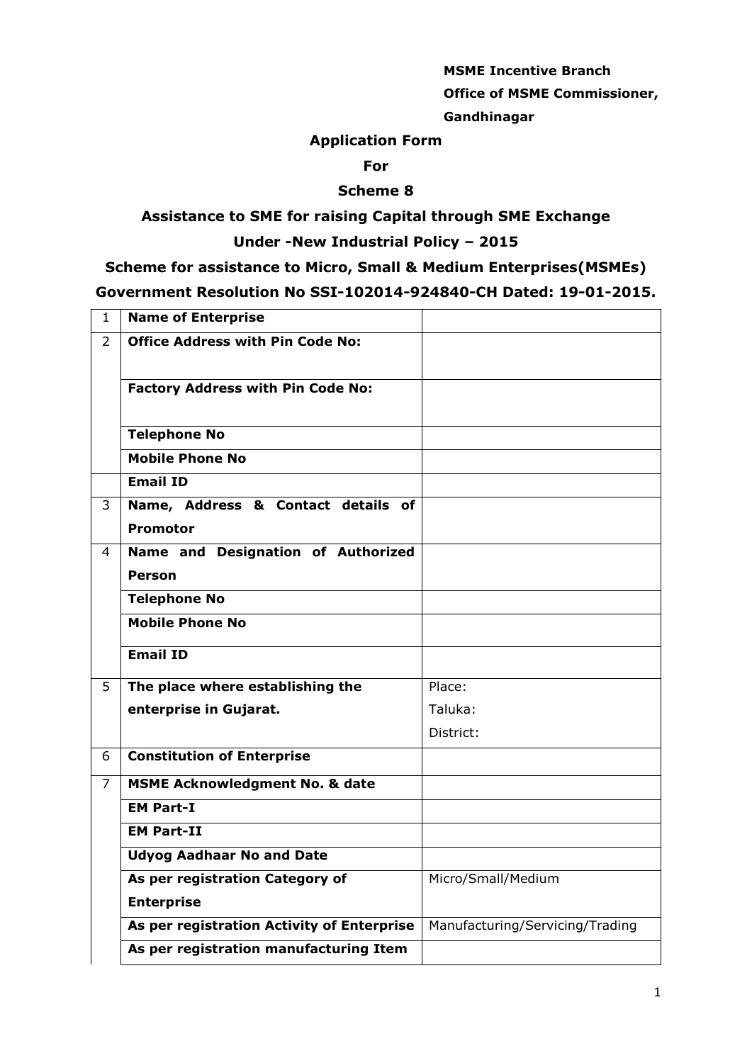**MSME Incentive Branch**
**Office of MSME Commissioner, Gandhinagar**

# Application Form

## For

## Scheme 8

## Assistance to SME for raising Capital through SME Exchange

## Under -New Industrial Policy – 2015

## Scheme for assistance to Micro, Small & Medium Enterprises(MSMEs)

## Government Resolution No SSI-102014-924840-CH Dated: 19-01-2015.

| | | |
|---|---|---|
| 1 | **Name of Enterprise** | |
| 2 | **Office Address with Pin Code No:** | |
| | **Factory Address with Pin Code No:** | |
| | **Telephone No** | |
| | **Mobile Phone No** | |
| | **Email ID** | |
| 3 | **Name, Address & Contact details of Promotor** | |
| 4 | **Name and Designation of Authorized Person** | |
| | **Telephone No** | |
| | **Mobile Phone No** | |
| | **Email ID** | |
| 5 | **The place where establishing the enterprise in Gujarat.** | Place:<br>Taluka:<br>District: |
| 6 | **Constitution of Enterprise** | |
| 7 | **MSME Acknowledgment No. & date** | |
| | **EM Part-I** | |
| | **EM Part-II** | |
| | **Udyog Aadhaar No and Date** | |
| | **As per registration Category of Enterprise** | Micro/Small/Medium |
| | **As per registration Activity of Enterprise** | Manufacturing/Servicing/Trading |
| | **As per registration manufacturing Item** | |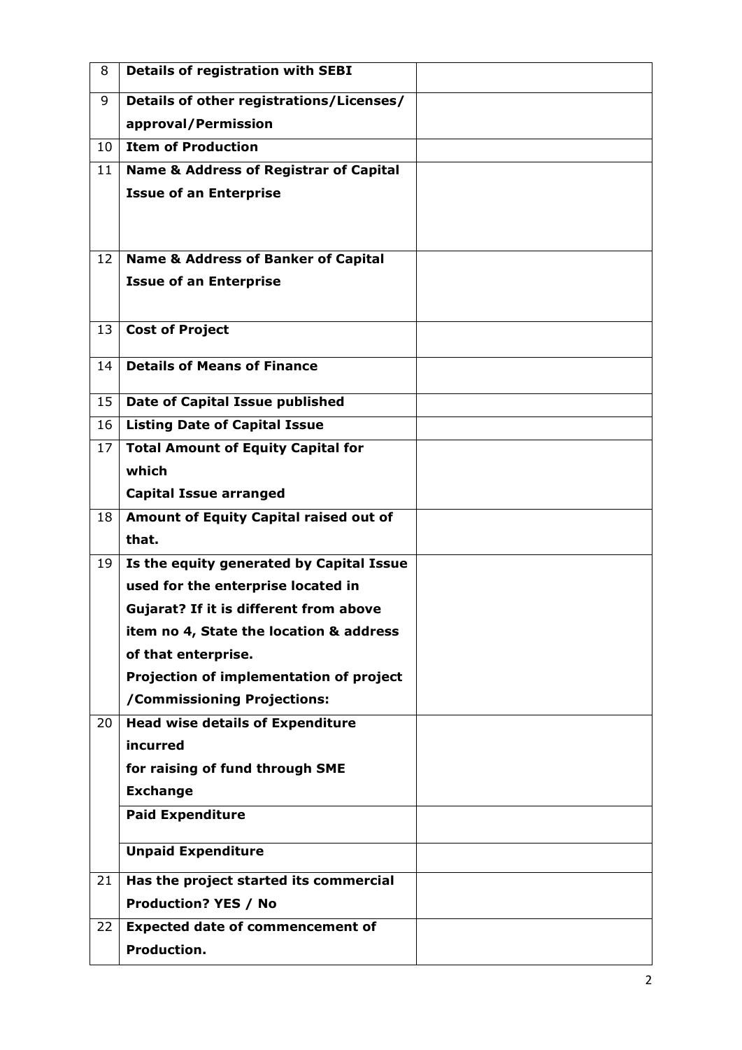| | | |
|---|---|---|
| 8 | **Details of registration with SEBI** | |
| 9 | **Details of other registrations/Licenses/ approval/Permission** | |
| 10 | **Item of Production** | |
| 11 | **Name & Address of Registrar of Capital Issue of an Enterprise** | |
| 12 | **Name & Address of Banker of Capital Issue of an Enterprise** | |
| 13 | **Cost of Project** | |
| 14 | **Details of Means of Finance** | |
| 15 | **Date of Capital Issue published** | |
| 16 | **Listing Date of Capital Issue** | |
| 17 | **Total Amount of Equity Capital for which Capital Issue arranged** | |
| 18 | **Amount of Equity Capital raised out of that.** | |
| 19 | **Is the equity generated by Capital Issue used for the enterprise located in Gujarat? If it is different from above item no 4, State the location & address of that enterprise. Projection of implementation of project /Commissioning Projections:** | |
| 20 | **Head wise details of Expenditure incurred for raising of fund through SME Exchange** | |
| | **Paid Expenditure** | |
| | **Unpaid Expenditure** | |
| 21 | **Has the project started its commercial Production? YES / No** | |
| 22 | **Expected date of commencement of Production.** | |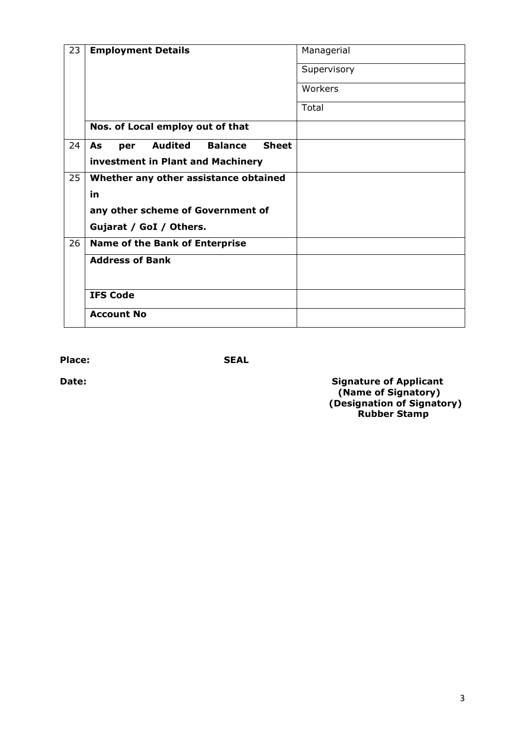| | | |
|---|---|---|
| 23 | **Employment Details** | Managerial |
| | | Supervisory |
| | | Workers |
| | | Total |
| | **Nos. of Local employ out of that** | |
| 24 | **As per Audited Balance Sheet investment in Plant and Machinery** | |
| 25 | **Whether any other assistance obtained in any other scheme of Government of Gujarat / GoI / Others.** | |
| 26 | **Name of the Bank of Enterprise** | |
| | **Address of Bank** | |
| | **IFS Code** | |
| | **Account No** | |

**Place:** **SEAL**

**Date:**

**Signature of Applicant**
**(Name of Signatory)**
**(Designation of Signatory)**
**Rubber Stamp**